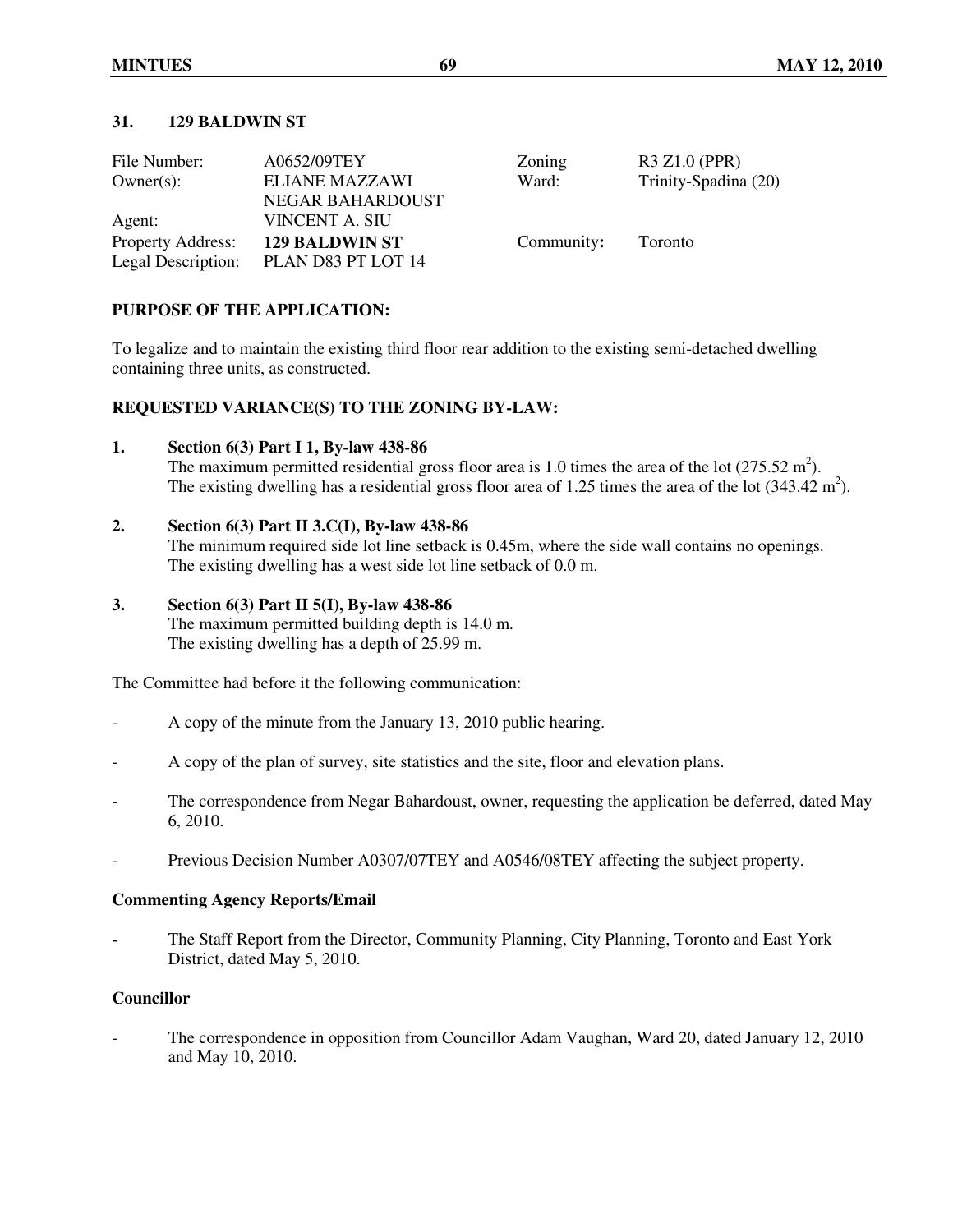## 31. 129 BALDWIN ST

| | | | |
|---|---|---|---|
| File Number: | A0652/09TEY | Zoning | R3 Z1.0 (PPR) |
| Owner(s): | ELIANE MAZZAWI<br>NEGAR BAHARDOUST | Ward: | Trinity-Spadina (20) |
| Agent: | VINCENT A. SIU | | |
| Property Address: | **129 BALDWIN ST** | Community**:** | Toronto |
| Legal Description: | PLAN D83 PT LOT 14 | | |

### PURPOSE OF THE APPLICATION:

To legalize and to maintain the existing third floor rear addition to the existing semi-detached dwelling containing three units, as constructed.

### REQUESTED VARIANCE(S) TO THE ZONING BY-LAW:

**1. Section 6(3) Part I 1, By-law 438-86**
The maximum permitted residential gross floor area is 1.0 times the area of the lot (275.52 $m^2$).
The existing dwelling has a residential gross floor area of 1.25 times the area of the lot (343.42 $m^2$).

**2. Section 6(3) Part II 3.C(I), By-law 438-86**
The minimum required side lot line setback is 0.45m, where the side wall contains no openings.
The existing dwelling has a west side lot line setback of 0.0 m.

**3. Section 6(3) Part II 5(I), By-law 438-86**
The maximum permitted building depth is 14.0 m.
The existing dwelling has a depth of 25.99 m.

The Committee had before it the following communication:

- A copy of the minute from the January 13, 2010 public hearing.
- A copy of the plan of survey, site statistics and the site, floor and elevation plans.
- The correspondence from Negar Bahardoust, owner, requesting the application be deferred, dated May 6, 2010.
- Previous Decision Number A0307/07TEY and A0546/08TEY affecting the subject property.

### Commenting Agency Reports/Email

- The Staff Report from the Director, Community Planning, City Planning, Toronto and East York District, dated May 5, 2010.

### Councillor

- The correspondence in opposition from Councillor Adam Vaughan, Ward 20, dated January 12, 2010 and May 10, 2010.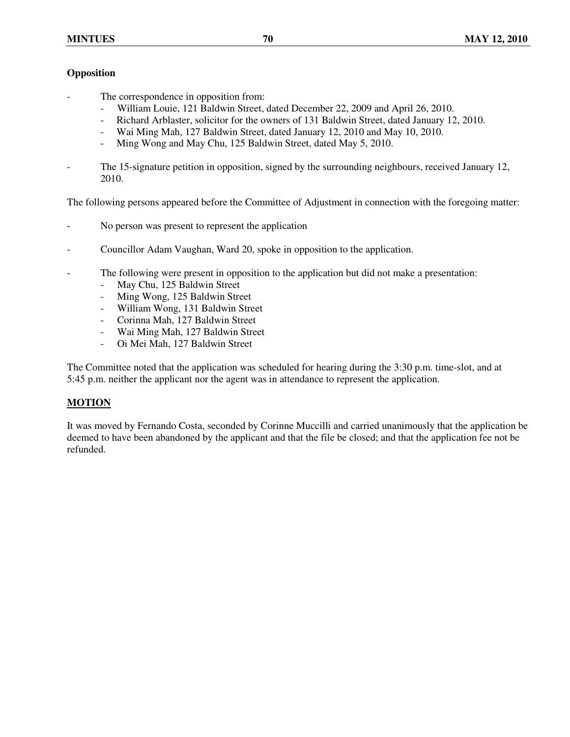**Opposition**

- The correspondence in opposition from:
    - William Louie, 121 Baldwin Street, dated December 22, 2009 and April 26, 2010.
    - Richard Arblaster, solicitor for the owners of 131 Baldwin Street, dated January 12, 2010.
    - Wai Ming Mah, 127 Baldwin Street, dated January 12, 2010 and May 10, 2010.
    - Ming Wong and May Chu, 125 Baldwin Street, dated May 5, 2010.
- The 15-signature petition in opposition, signed by the surrounding neighbours, received January 12, 2010.

The following persons appeared before the Committee of Adjustment in connection with the foregoing matter:

- No person was present to represent the application
- Councillor Adam Vaughan, Ward 20, spoke in opposition to the application.
- The following were present in opposition to the application but did not make a presentation:
    - May Chu, 125 Baldwin Street
    - Ming Wong, 125 Baldwin Street
    - William Wong, 131 Baldwin Street
    - Corinna Mah, 127 Baldwin Street
    - Wai Ming Mah, 127 Baldwin Street
    - Oi Mei Mah, 127 Baldwin Street

The Committee noted that the application was scheduled for hearing during the 3:30 p.m. time-slot, and at 5:45 p.m. neither the applicant nor the agent was in attendance to represent the application.

## MOTION

It was moved by Fernando Costa, seconded by Corinne Muccilli and carried unanimously that the application be deemed to have been abandoned by the applicant and that the file be closed; and that the application fee not be refunded.